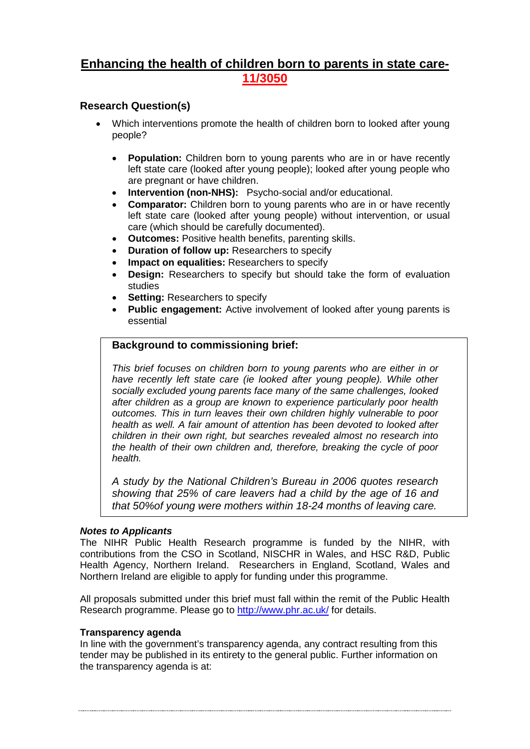# Enhancing the health of children born to parents in state care- 11/3050

## Research Question(s)

- Which interventions promote the health of children born to looked after young people?

  - **Population:** Children born to young parents who are in or have recently left state care (looked after young people); looked after young people who are pregnant or have children.
  - **Intervention (non-NHS):** Psycho-social and/or educational.
  - **Comparator:** Children born to young parents who are in or have recently left state care (looked after young people) without intervention, or usual care (which should be carefully documented).
  - **Outcomes:** Positive health benefits, parenting skills.
  - **Duration of follow up:** Researchers to specify
  - **Impact on equalities:** Researchers to specify
  - **Design:** Researchers to specify but should take the form of evaluation studies
  - **Setting:** Researchers to specify
  - **Public engagement:** Active involvement of looked after young parents is essential

### Background to commissioning brief:

*This brief focuses on children born to young parents who are either in or have recently left state care (ie looked after young people). While other socially excluded young parents face many of the same challenges, looked after children as a group are known to experience particularly poor health outcomes. This in turn leaves their own children highly vulnerable to poor health as well. A fair amount of attention has been devoted to looked after children in their own right, but searches revealed almost no research into the health of their own children and, therefore, breaking the cycle of poor health.*

*A study by the National Children's Bureau in 2006 quotes research showing that 25% of care leavers had a child by the age of 16 and that 50%of young were mothers within 18-24 months of leaving care.*

***Notes to Applicants***

The NIHR Public Health Research programme is funded by the NIHR, with contributions from the CSO in Scotland, NISCHR in Wales, and HSC R&D, Public Health Agency, Northern Ireland. Researchers in England, Scotland, Wales and Northern Ireland are eligible to apply for funding under this programme.

All proposals submitted under this brief must fall within the remit of the Public Health Research programme. Please go to http://www.phr.ac.uk/ for details.

**Transparency agenda**

In line with the government's transparency agenda, any contract resulting from this tender may be published in its entirety to the general public. Further information on the transparency agenda is at: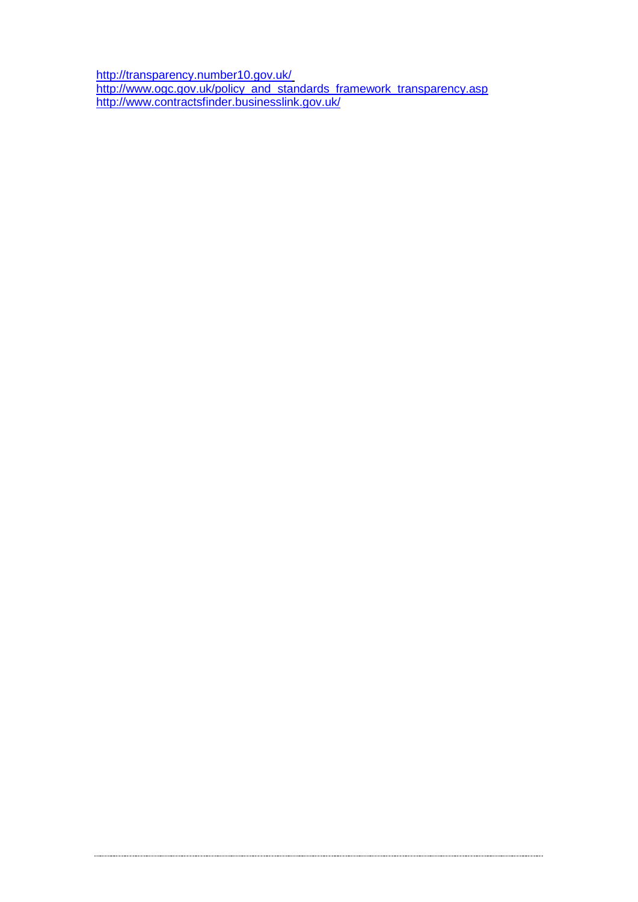http://transparency.number10.gov.uk/
http://www.ogc.gov.uk/policy_and_standards_framework_transparency.asp
http://www.contractsfinder.businesslink.gov.uk/